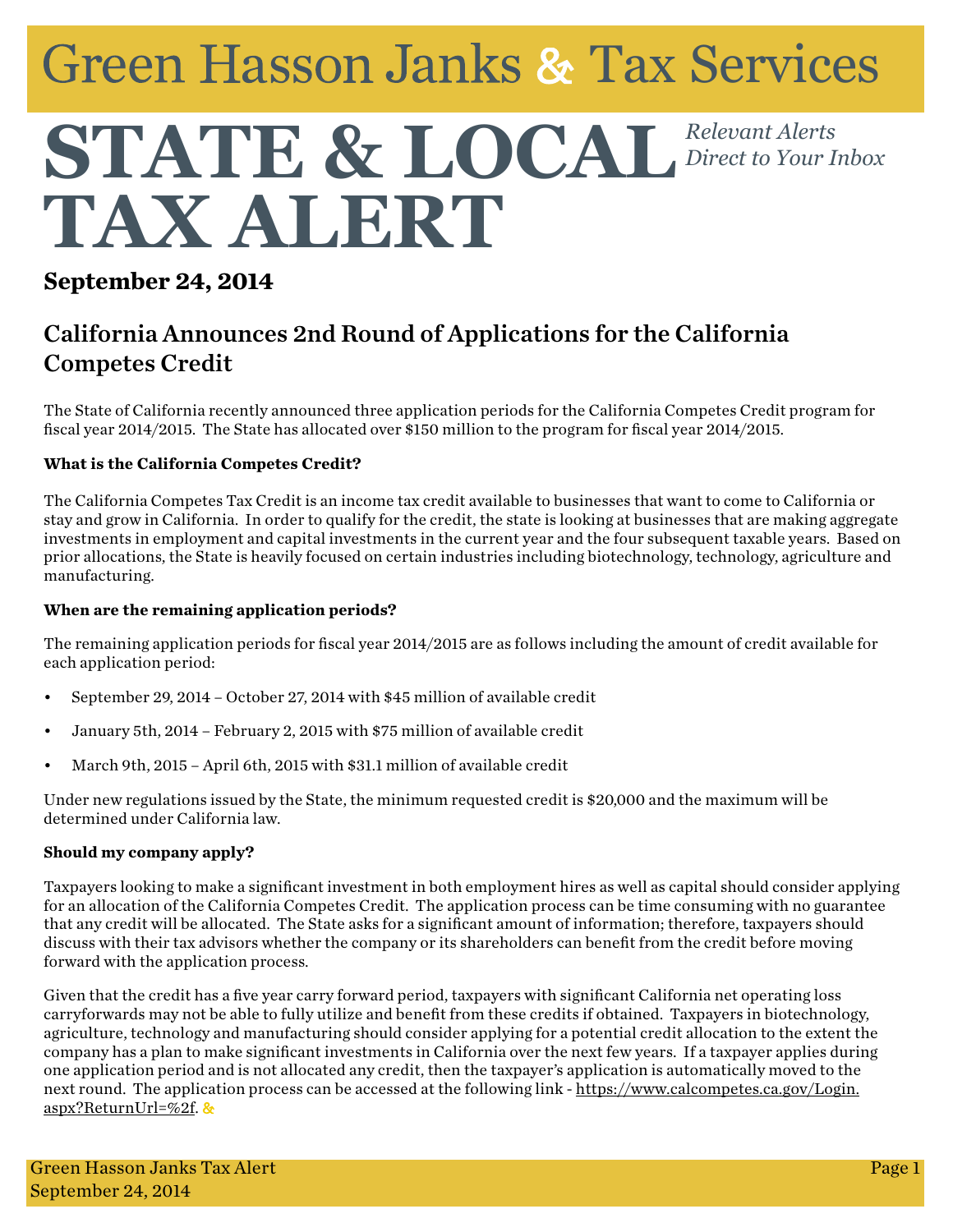# Green Hasson Janks & Tax Services

# STATE & LOCAL TAX ALERT

*Relevant Alerts Direct to Your Inbox*

**September 24, 2014**

## California Announces 2nd Round of Applications for the California Competes Credit

The State of California recently announced three application periods for the California Competes Credit program for fiscal year 2014/2015. The State has allocated over $150 million to the program for fiscal year 2014/2015.

**What is the California Competes Credit?**

The California Competes Tax Credit is an income tax credit available to businesses that want to come to California or stay and grow in California. In order to qualify for the credit, the state is looking at businesses that are making aggregate investments in employment and capital investments in the current year and the four subsequent taxable years. Based on prior allocations, the State is heavily focused on certain industries including biotechnology, technology, agriculture and manufacturing.

**When are the remaining application periods?**

The remaining application periods for fiscal year 2014/2015 are as follows including the amount of credit available for each application period:

- September 29, 2014 – October 27, 2014 with $45 million of available credit
- January 5th, 2014 – February 2, 2015 with $75 million of available credit
- March 9th, 2015 – April 6th, 2015 with $31.1 million of available credit

Under new regulations issued by the State, the minimum requested credit is $20,000 and the maximum will be determined under California law.

**Should my company apply?**

Taxpayers looking to make a significant investment in both employment hires as well as capital should consider applying for an allocation of the California Competes Credit. The application process can be time consuming with no guarantee that any credit will be allocated. The State asks for a significant amount of information; therefore, taxpayers should discuss with their tax advisors whether the company or its shareholders can benefit from the credit before moving forward with the application process.

Given that the credit has a five year carry forward period, taxpayers with significant California net operating loss carryforwards may not be able to fully utilize and benefit from these credits if obtained. Taxpayers in biotechnology, agriculture, technology and manufacturing should consider applying for a potential credit allocation to the extent the company has a plan to make significant investments in California over the next few years. If a taxpayer applies during one application period and is not allocated any credit, then the taxpayer's application is automatically moved to the next round. The application process can be accessed at the following link - https://www.calcompetes.ca.gov/Login.aspx?ReturnUrl=%2f. &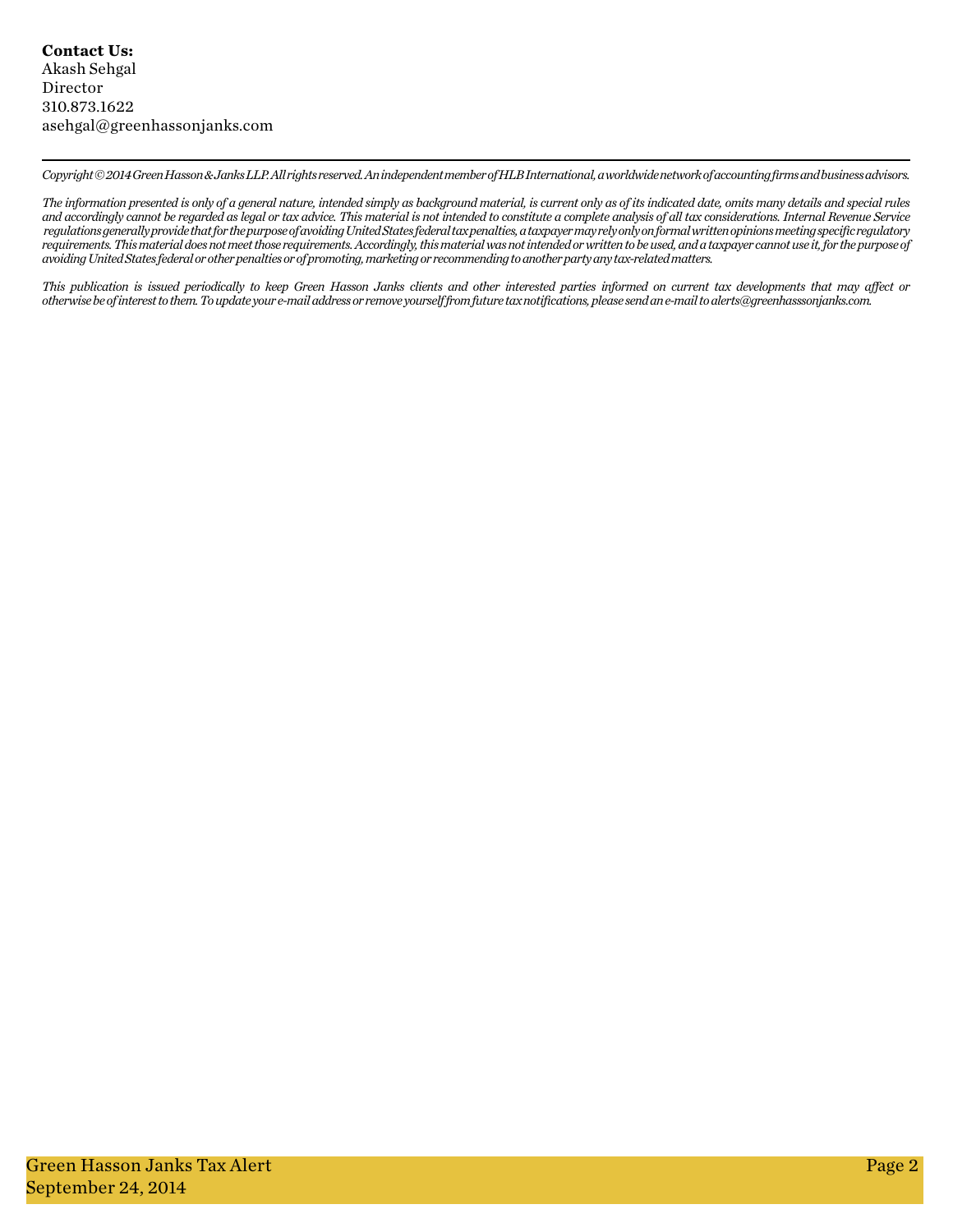**Contact Us:**
Akash Sehgal
Director
310.873.1622
asehgal@greenhassonjanks.com

---

*Copyright © 2014 Green Hasson & Janks LLP. All rights reserved. An independent member of HLB International, a worldwide network of accounting firms and business advisors.*

*The information presented is only of a general nature, intended simply as background material, is current only as of its indicated date, omits many details and special rules and accordingly cannot be regarded as legal or tax advice. This material is not intended to constitute a complete analysis of all tax considerations. Internal Revenue Service regulations generally provide that for the purpose of avoiding United States federal tax penalties, a taxpayer may rely only on formal written opinions meeting specific regulatory requirements. This material does not meet those requirements. Accordingly, this material was not intended or written to be used, and a taxpayer cannot use it, for the purpose of avoiding United States federal or other penalties or of promoting, marketing or recommending to another party any tax-related matters.*

*This publication is issued periodically to keep Green Hasson Janks clients and other interested parties informed on current tax developments that may affect or otherwise be of interest to them. To update your e-mail address or remove yourself from future tax notifications, please send an e-mail to alerts@greenhasssonjanks.com.*